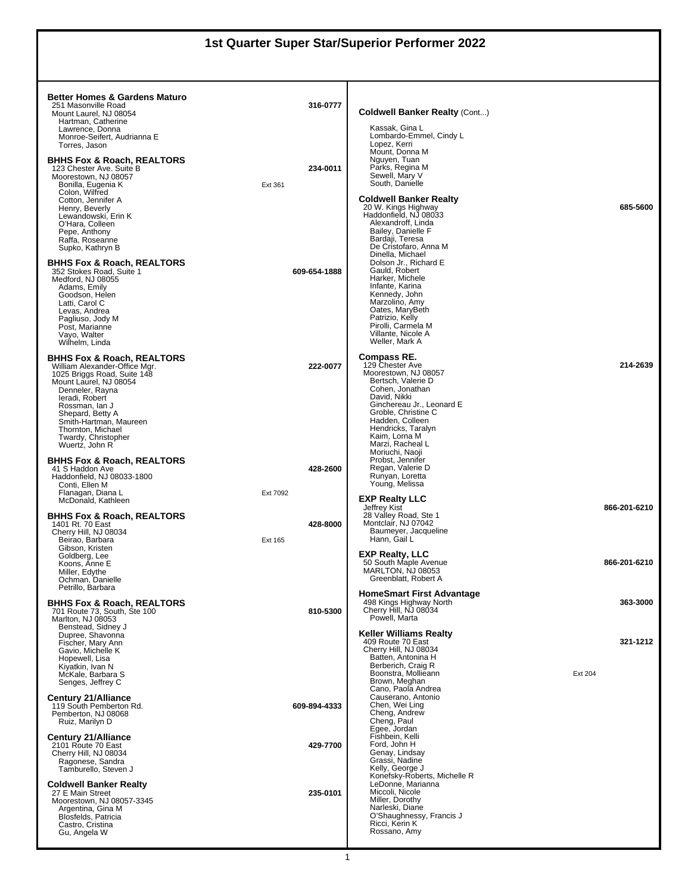# 1st Quarter Super Star/Superior Performer 2022

**Better Homes & Gardens Maturo**
251 Masonville Road — 316-0777
Mount Laurel, NJ 08054
- Hartman, Catherine
- Lawrence, Donna
- Monroe-Seifert, Audrianna E
- Torres, Jason

**BHHS Fox & Roach, REALTORS**
123 Chester Ave. Suite B — 234-0011
Moorestown, NJ 08057
- Bonilla, Eugenia K — Ext 361
- Colon, Wilfred
- Cotton, Jennifer A
- Henry, Beverly
- Lewandowski, Erin K
- O'Hara, Colleen
- Pepe, Anthony
- Raffa, Roseanne
- Supko, Kathryn B

**BHHS Fox & Roach, REALTORS**
352 Stokes Road, Suite 1 — 609-654-1888
Medford, NJ 08055
- Adams, Emily
- Goodson, Helen
- Latti, Carol C
- Levas, Andrea
- Pagliuso, Jody M
- Post, Marianne
- Vayo, Walter
- Wilhelm, Linda

**BHHS Fox & Roach, REALTORS**
William Alexander-Office Mgr. — 222-0077
1025 Briggs Road, Suite 148
Mount Laurel, NJ 08054
- Denneler, Rayna
- Ieradi, Robert
- Rossman, Ian J
- Shepard, Betty A
- Smith-Hartman, Maureen
- Thornton, Michael
- Twardy, Christopher
- Wuertz, John R

**BHHS Fox & Roach, REALTORS**
41 S Haddon Ave — 428-2600
Haddonfield, NJ 08033-1800
- Conti, Ellen M
- Flanagan, Diana L — Ext 7092
- McDonald, Kathleen

**BHHS Fox & Roach, REALTORS**
1401 Rt. 70 East — 428-8000
Cherry Hill, NJ 08034
- Beirao, Barbara — Ext 165
- Gibson, Kristen
- Goldberg, Lee
- Koons, Anne E
- Miller, Edythe
- Ochman, Danielle
- Petrillo, Barbara

**BHHS Fox & Roach, REALTORS**
701 Route 73, South, Ste 100 — 810-5300
Marlton, NJ 08053
- Benstead, Sidney J
- Dupree, Shavonna
- Fischer, Mary Ann
- Gavio, Michelle K
- Hopewell, Lisa
- Kiyatkin, Ivan N
- McKale, Barbara S
- Senges, Jeffrey C

**Century 21/Alliance**
119 South Pemberton Rd. — 609-894-4333
Pemberton, NJ 08068
- Ruiz, Marilyn D

**Century 21/Alliance**
2101 Route 70 East — 429-7700
Cherry Hill, NJ 08034
- Ragonese, Sandra
- Tamburello, Steven J

**Coldwell Banker Realty**
27 E Main Street — 235-0101
Moorestown, NJ 08057-3345
- Argentina, Gina M
- Blosfelds, Patricia
- Castro, Cristina
- Gu, Angela W

**Coldwell Banker Realty** (Cont...)
- Kassak, Gina L
- Lombardo-Emmel, Cindy L
- Lopez, Kerri
- Mount, Donna M
- Nguyen, Tuan
- Parks, Regina M
- Sewell, Mary V
- South, Danielle

**Coldwell Banker Realty**
20 W. Kings Highway — 685-5600
Haddonfield, NJ 08033
- Alexandroff, Linda
- Bailey, Danielle F
- Bardaji, Teresa
- De Cristofaro, Anna M
- Dinella, Michael
- Dolson Jr., Richard E
- Gauld, Robert
- Harker, Michele
- Infante, Karina
- Kennedy, John
- Marzolino, Amy
- Oates, MaryBeth
- Patrizio, Kelly
- Pirolli, Carmela M
- Villante, Nicole A
- Weller, Mark A

**Compass RE.**
129 Chester Ave — 214-2639
Moorestown, NJ 08057
- Bertsch, Valerie D
- Cohen, Jonathan
- David, Nikki
- Ginchereau Jr., Leonard E
- Groble, Christine C
- Hadden, Colleen
- Hendricks, Taralyn
- Kaim, Lorna M
- Marzi, Racheal L
- Moriuchi, Naoji
- Probst, Jennifer
- Regan, Valerie D
- Runyan, Loretta
- Young, Melissa

**EXP Realty LLC**
Jeffrey Kist — 866-201-6210
28 Valley Road, Ste 1
Montclair, NJ 07042
- Baumeyer, Jacqueline
- Hann, Gail L

**EXP Realty, LLC**
50 South Maple Avenue — 866-201-6210
MARLTON, NJ 08053
- Greenblatt, Robert A

**HomeSmart First Advantage**
498 Kings Highway North — 363-3000
Cherry Hill, NJ 08034
- Powell, Marta

**Keller Williams Realty**
409 Route 70 East — 321-1212
Cherry Hill, NJ 08034
- Batten, Antonina H
- Berberich, Craig R
- Boonstra, Mollieann — Ext 204
- Brown, Meghan
- Cano, Paola Andrea
- Causerano, Antonio
- Chen, Wei Ling
- Cheng, Andrew
- Cheng, Paul
- Egee, Jordan
- Fishbein, Kelli
- Ford, John H
- Genay, Lindsay
- Grassi, Nadine
- Kelly, George J
- Konefsky-Roberts, Michelle R
- LeDonne, Marianna
- Miccoli, Nicole
- Miller, Dorothy
- Narleski, Diane
- O'Shaughnessy, Francis J
- Ricci, Kerin K
- Rossano, Amy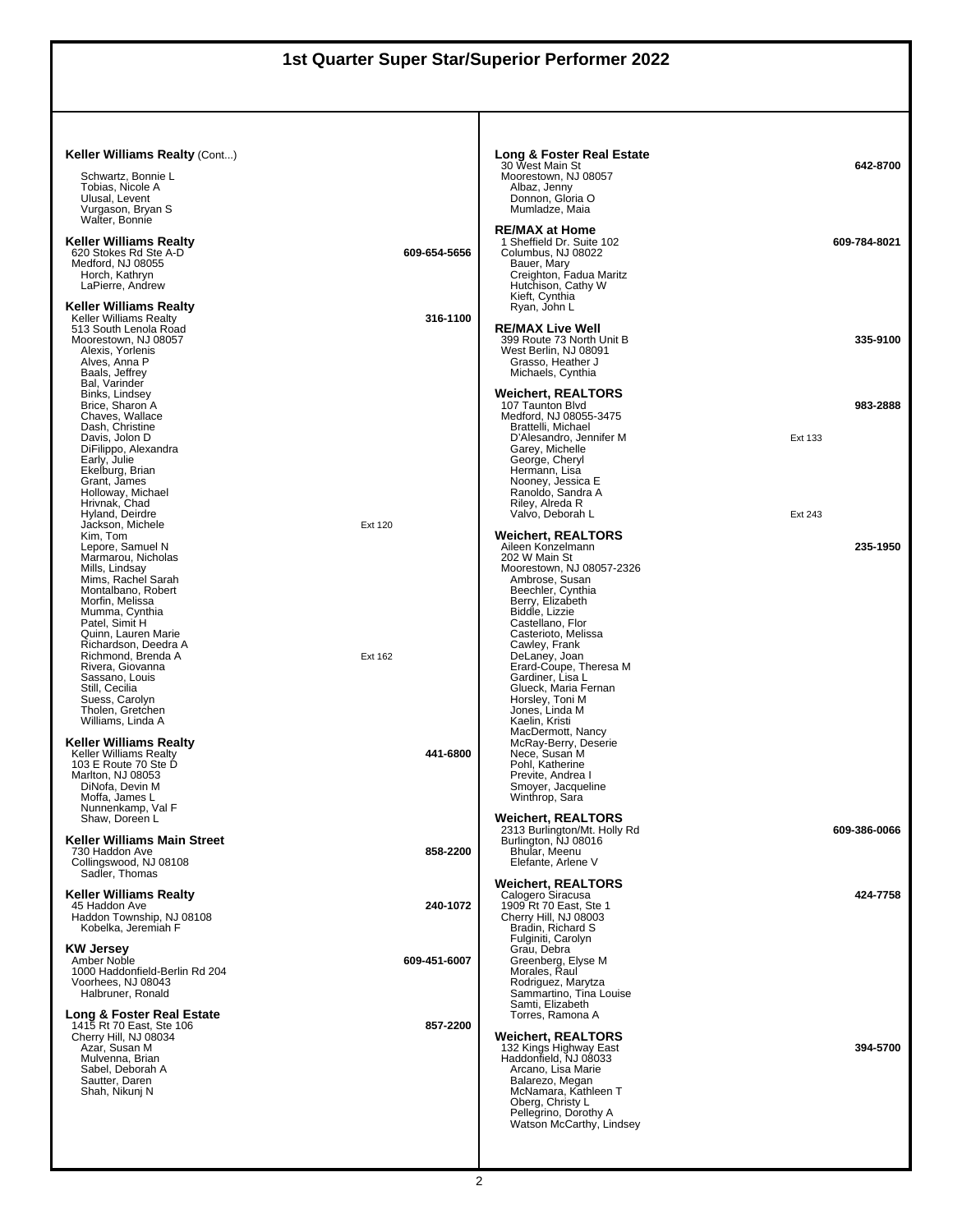# 1st Quarter Super Star/Superior Performer 2022

**Keller Williams Realty** (Cont...)

Schwartz, Bonnie L
Tobias, Nicole A
Ulusal, Levent
Vurgason, Bryan S
Walter, Bonnie

**Keller Williams Realty** — **609-654-5656**
620 Stokes Rd Ste A-D
Medford, NJ 08055
Horch, Kathryn
LaPierre, Andrew

**Keller Williams Realty** — **316-1100**
Keller Williams Realty
513 South Lenola Road
Moorestown, NJ 08057
Alexis, Yorlenis
Alves, Anna P
Baals, Jeffrey
Bal, Varinder
Binks, Lindsey
Brice, Sharon A
Chaves, Wallace
Dash, Christine
Davis, Jolon D
DiFilippo, Alexandra
Early, Julie
Ekelburg, Brian
Grant, James
Holloway, Michael
Hrivnak, Chad
Hyland, Deirdre
Jackson, Michele — Ext 120
Kim, Tom
Lepore, Samuel N
Marmarou, Nicholas
Mills, Lindsay
Mims, Rachel Sarah
Montalbano, Robert
Morfin, Melissa
Mumma, Cynthia
Patel, Simit H
Quinn, Lauren Marie
Richardson, Deedra A
Richmond, Brenda A — Ext 162
Rivera, Giovanna
Sassano, Louis
Still, Cecilia
Suess, Carolyn
Tholen, Gretchen
Williams, Linda A

**Keller Williams Realty** — **441-6800**
Keller Williams Realty
103 E Route 70 Ste D
Marlton, NJ 08053
DiNofa, Devin M
Moffa, James L
Nunnenkamp, Val F
Shaw, Doreen L

**Keller Williams Main Street** — **858-2200**
730 Haddon Ave
Collingswood, NJ 08108
Sadler, Thomas

**Keller Williams Realty** — **240-1072**
45 Haddon Ave
Haddon Township, NJ 08108
Kobelka, Jeremiah F

**KW Jersey** — **609-451-6007**
Amber Noble
1000 Haddonfield-Berlin Rd 204
Voorhees, NJ 08043
Halbruner, Ronald

**Long & Foster Real Estate** — **857-2200**
1415 Rt 70 East, Ste 106
Cherry Hill, NJ 08034
Azar, Susan M
Mulvenna, Brian
Sabel, Deborah A
Sautter, Daren
Shah, Nikunj N

**Long & Foster Real Estate** — **642-8700**
30 West Main St
Moorestown, NJ 08057
Albaz, Jenny
Donnon, Gloria O
Mumladze, Maia

**RE/MAX at Home** — **609-784-8021**
1 Sheffield Dr. Suite 102
Columbus, NJ 08022
Bauer, Mary
Creighton, Fadua Maritz
Hutchison, Cathy W
Kieft, Cynthia
Ryan, John L

**RE/MAX Live Well** — **335-9100**
399 Route 73 North Unit B
West Berlin, NJ 08091
Grasso, Heather J
Michaels, Cynthia

**Weichert, REALTORS** — **983-2888**
107 Taunton Blvd
Medford, NJ 08055-3475
Brattelli, Michael
D'Alesandro, Jennifer M — Ext 133
Garey, Michelle
George, Cheryl
Hermann, Lisa
Nooney, Jessica E
Ranoldo, Sandra A
Riley, Alreda R
Valvo, Deborah L — Ext 243

**Weichert, REALTORS** — **235-1950**
Aileen Konzelmann
202 W Main St
Moorestown, NJ 08057-2326
Ambrose, Susan
Beechler, Cynthia
Berry, Elizabeth
Biddle, Lizzie
Castellano, Flor
Casterioto, Melissa
Cawley, Frank
DeLaney, Joan
Erard-Coupe, Theresa M
Gardiner, Lisa L
Glueck, Maria Fernan
Horsley, Toni M
Jones, Linda M
Kaelin, Kristi
MacDermott, Nancy
McRay-Berry, Deserie
Nece, Susan M
Pohl, Katherine
Previte, Andrea I
Smoyer, Jacqueline
Winthrop, Sara

**Weichert, REALTORS** — **609-386-0066**
2313 Burlington/Mt. Holly Rd
Burlington, NJ 08016
Bhular, Meenu
Elefante, Arlene V

**Weichert, REALTORS** — **424-7758**
Calogero Siracusa
1909 Rt 70 East, Ste 1
Cherry Hill, NJ 08003
Bradin, Richard S
Fulginiti, Carolyn
Grau, Debra
Greenberg, Elyse M
Morales, Raul
Rodriguez, Marytza
Sammartino, Tina Louise
Samti, Elizabeth
Torres, Ramona A

**Weichert, REALTORS** — **394-5700**
132 Kings Highway East
Haddonfield, NJ 08033
Arcano, Lisa Marie
Balarezo, Megan
McNamara, Kathleen T
Oberg, Christy L
Pellegrino, Dorothy A
Watson McCarthy, Lindsey